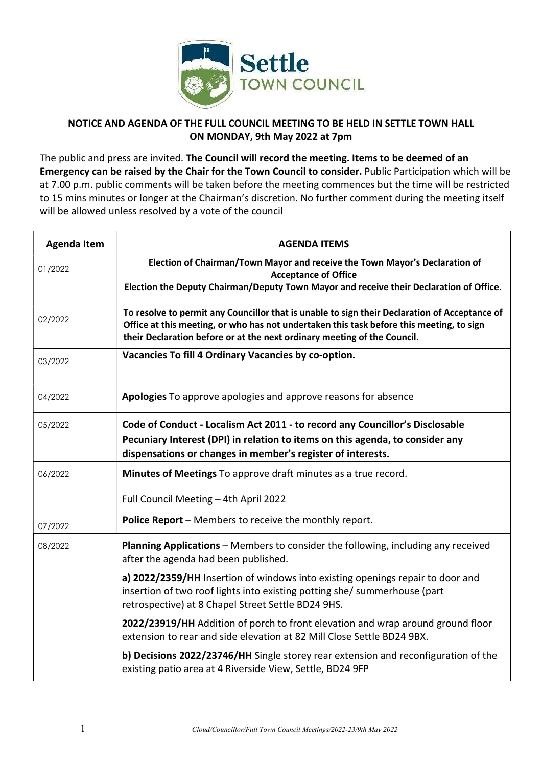# NOTICE AND AGENDA OF THE FULL COUNCIL MEETING TO BE HELD IN SETTLE TOWN HALL ON MONDAY, 9th May 2022 at 7pm

The public and press are invited. **The Council will record the meeting. Items to be deemed of an Emergency can be raised by the Chair for the Town Council to consider.** Public Participation which will be at 7.00 p.m. public comments will be taken before the meeting commences but the time will be restricted to 15 mins minutes or longer at the Chairman's discretion. No further comment during the meeting itself will be allowed unless resolved by a vote of the council

| Agenda Item | AGENDA ITEMS |
|---|---|
| 01/2022 | **Election of Chairman/Town Mayor and receive the Town Mayor's Declaration of Acceptance of Office**<br>**Election the Deputy Chairman/Deputy Town Mayor and receive their Declaration of Office.** |
| 02/2022 | **To resolve to permit any Councillor that is unable to sign their Declaration of Acceptance of Office at this meeting, or who has not undertaken this task before this meeting, to sign their Declaration before or at the next ordinary meeting of the Council.** |
| 03/2022 | **Vacancies To fill 4 Ordinary Vacancies by co-option.** |
| 04/2022 | **Apologies** To approve apologies and approve reasons for absence |
| 05/2022 | **Code of Conduct - Localism Act 2011 - to record any Councillor's Disclosable Pecuniary Interest (DPI) in relation to items on this agenda, to consider any dispensations or changes in member's register of interests.** |
| 06/2022 | **Minutes of Meetings** To approve draft minutes as a true record.<br><br>Full Council Meeting – 4th April 2022 |
| 07/2022 | **Police Report** – Members to receive the monthly report. |
| 08/2022 | **Planning Applications** – Members to consider the following, including any received after the agenda had been published.<br><br>**a) 2022/2359/HH** Insertion of windows into existing openings repair to door and insertion of two roof lights into existing potting she/ summerhouse (part retrospective) at 8 Chapel Street Settle BD24 9HS.<br><br>**2022/23919/HH** Addition of porch to front elevation and wrap around ground floor extension to rear and side elevation at 82 Mill Close Settle BD24 9BX.<br><br>**b) Decisions 2022/23746/HH** Single storey rear extension and reconfiguration of the existing patio area at 4 Riverside View, Settle, BD24 9FP |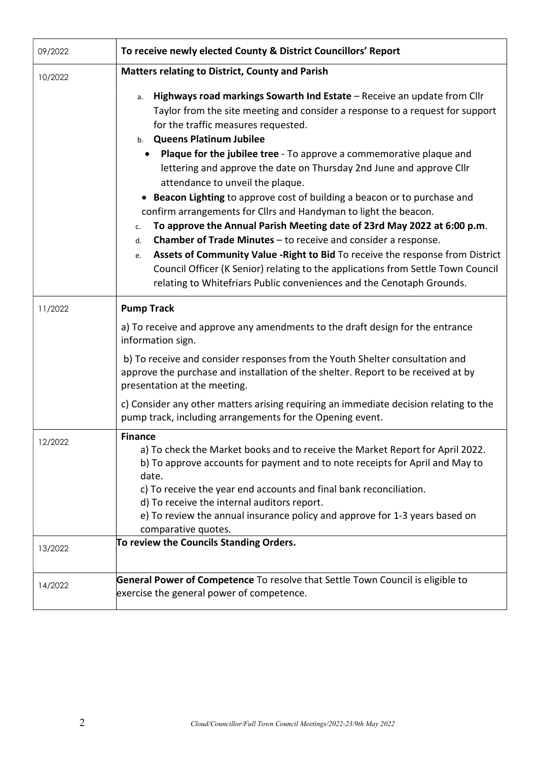| | |
|---|---|
| 09/2022 | **To receive newly elected County & District Councillors' Report** |
| 10/2022 | **Matters relating to District, County and Parish**<br><br>a. **Highways road markings Sowarth Ind Estate** – Receive an update from Cllr Taylor from the site meeting and consider a response to a request for support for the traffic measures requested.<br>b. **Queens Platinum Jubilee**<br>• **Plaque for the jubilee tree** - To approve a commemorative plaque and lettering and approve the date on Thursday 2nd June and approve Cllr attendance to unveil the plaque.<br>• **Beacon Lighting** to approve cost of building a beacon or to purchase and confirm arrangements for Cllrs and Handyman to light the beacon.<br>c. **To approve the Annual Parish Meeting date of 23rd May 2022 at 6:00 p.m**.<br>d. **Chamber of Trade Minutes** – to receive and consider a response.<br>e. **Assets of Community Value -Right to Bid** To receive the response from District Council Officer (K Senior) relating to the applications from Settle Town Council relating to Whitefriars Public conveniences and the Cenotaph Grounds. |
| 11/2022 | **Pump Track**<br><br>a) To receive and approve any amendments to the draft design for the entrance information sign.<br><br>b) To receive and consider responses from the Youth Shelter consultation and approve the purchase and installation of the shelter. Report to be received at by presentation at the meeting.<br><br>c) Consider any other matters arising requiring an immediate decision relating to the pump track, including arrangements for the Opening event. |
| 12/2022 | **Finance**<br>a) To check the Market books and to receive the Market Report for April 2022.<br>b) To approve accounts for payment and to note receipts for April and May to date.<br>c) To receive the year end accounts and final bank reconciliation.<br>d) To receive the internal auditors report.<br>e) To review the annual insurance policy and approve for 1-3 years based on comparative quotes. |
| 13/2022 | **To review the Councils Standing Orders.** |
| 14/2022 | **General Power of Competence** To resolve that Settle Town Council is eligible to exercise the general power of competence. |

*Cloud/Councillor/Full Town Council Meetings/2022-23/9th May 2022*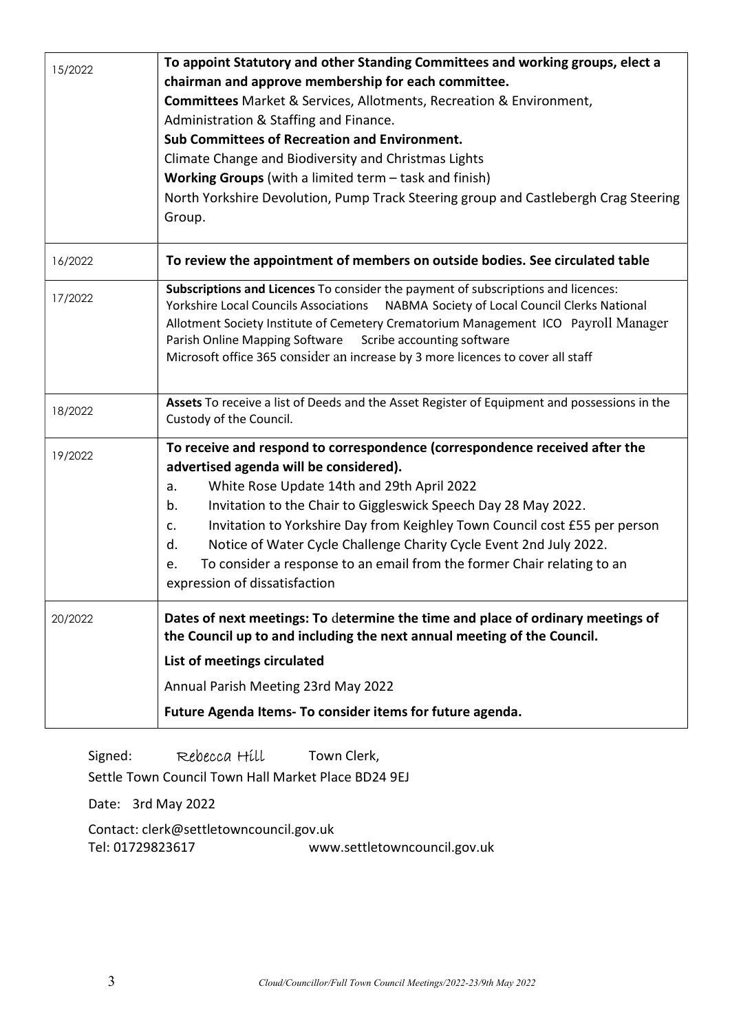| | |
|---|---|
| 15/2022 | **To appoint Statutory and other Standing Committees and working groups, elect a chairman and approve membership for each committee.**<br>**Committees** Market & Services, Allotments, Recreation & Environment, Administration & Staffing and Finance.<br>**Sub Committees of Recreation and Environment.**<br>Climate Change and Biodiversity and Christmas Lights<br>**Working Groups** (with a limited term – task and finish)<br>North Yorkshire Devolution, Pump Track Steering group and Castlebergh Crag Steering Group. |
| 16/2022 | **To review the appointment of members on outside bodies. See circulated table** |
| 17/2022 | **Subscriptions and Licences** To consider the payment of subscriptions and licences:<br>Yorkshire Local Councils Associations NABMA Society of Local Council Clerks National Allotment Society Institute of Cemetery Crematorium Management ICO Payroll Manager Parish Online Mapping Software Scribe accounting software<br>Microsoft office 365 consider an increase by 3 more licences to cover all staff |
| 18/2022 | **Assets** To receive a list of Deeds and the Asset Register of Equipment and possessions in the Custody of the Council. |
| 19/2022 | **To receive and respond to correspondence (correspondence received after the advertised agenda will be considered).**<br>a. White Rose Update 14th and 29th April 2022<br>b. Invitation to the Chair to Giggleswick Speech Day 28 May 2022.<br>c. Invitation to Yorkshire Day from Keighley Town Council cost £55 per person<br>d. Notice of Water Cycle Challenge Charity Cycle Event 2nd July 2022.<br>e. To consider a response to an email from the former Chair relating to an expression of dissatisfaction |
| 20/2022 | **Dates of next meetings: To determine the time and place of ordinary meetings of the Council up to and including the next annual meeting of the Council.**<br>**List of meetings circulated**<br>Annual Parish Meeting 23rd May 2022<br>**Future Agenda Items- To consider items for future agenda.** |

Signed: Rebecca Hill Town Clerk,

Settle Town Council Town Hall Market Place BD24 9EJ

Date: 3rd May 2022

Contact: clerk@settletowncouncil.gov.uk
Tel: 01729823617 www.settletowncouncil.gov.uk